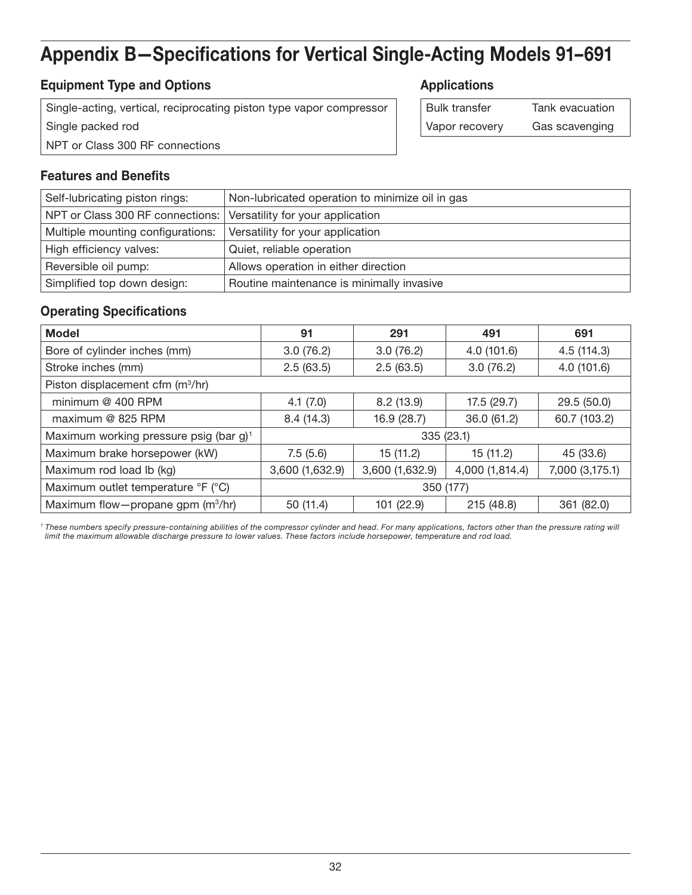# Appendix B—Specifications for Vertical Single-Acting Models 91–691

### Equipment Type and Options

| Single-acting, vertical, reciprocating piston type vapor compressor |
| --- |
| Single packed rod |
| NPT or Class 300 RF connections |

### Applications

| Bulk transfer | Tank evacuation |
| --- | --- |
| Vapor recovery | Gas scavenging |

### Features and Benefits

| Self-lubricating piston rings: | Non-lubricated operation to minimize oil in gas |
| --- | --- |
| NPT or Class 300 RF connections: | Versatility for your application |
| Multiple mounting configurations: | Versatility for your application |
| High efficiency valves: | Quiet, reliable operation |
| Reversible oil pump: | Allows operation in either direction |
| Simplified top down design: | Routine maintenance is minimally invasive |

### Operating Specifications

| **Model** | **91** | **291** | **491** | **691** |
| --- | --- | --- | --- | --- |
| Bore of cylinder inches (mm) | 3.0 (76.2) | 3.0 (76.2) | 4.0 (101.6) | 4.5 (114.3) |
| Stroke inches (mm) | 2.5 (63.5) | 2.5 (63.5) | 3.0 (76.2) | 4.0 (101.6) |
| Piston displacement cfm ($m^3$/hr) | | | | |
| minimum @ 400 RPM | 4.1 (7.0) | 8.2 (13.9) | 17.5 (29.7) | 29.5 (50.0) |
| maximum @ 825 RPM | 8.4 (14.3) | 16.9 (28.7) | 36.0 (61.2) | 60.7 (103.2) |
| Maximum working pressure psig (bar g)[1] | 335 (23.1) | | | |
| Maximum brake horsepower (kW) | 7.5 (5.6) | 15 (11.2) | 15 (11.2) | 45 (33.6) |
| Maximum rod load lb (kg) | 3,600 (1,632.9) | 3,600 (1,632.9) | 4,000 (1,814.4) | 7,000 (3,175.1) |
| Maximum outlet temperature °F (°C) | 350 (177) | | | |
| Maximum flow—propane gpm ($m^3$/hr) | 50 (11.4) | 101 (22.9) | 215 (48.8) | 361 (82.0) |

*[1] These numbers specify pressure-containing abilities of the compressor cylinder and head. For many applications, factors other than the pressure rating will limit the maximum allowable discharge pressure to lower values. These factors include horsepower, temperature and rod load.*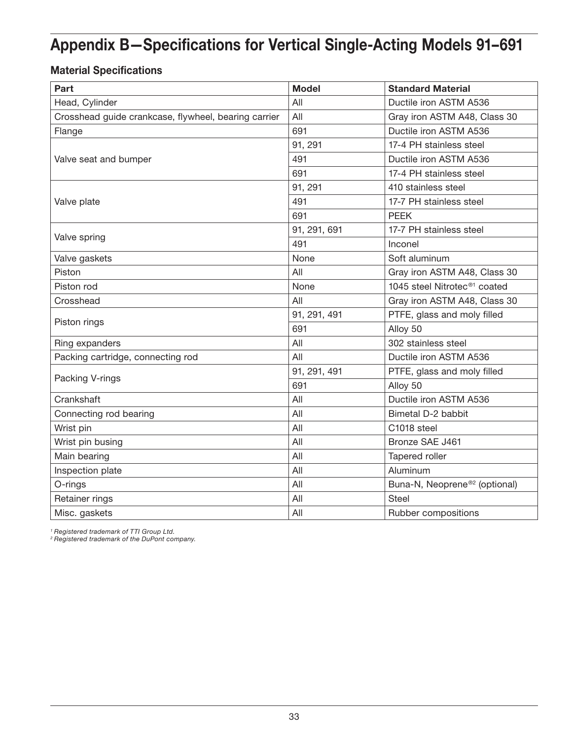# Appendix B—Specifications for Vertical Single-Acting Models 91–691

## Material Specifications

| Part | Model | Standard Material |
|---|---|---|
| Head, Cylinder | All | Ductile iron ASTM A536 |
| Crosshead guide crankcase, flywheel, bearing carrier | All | Gray iron ASTM A48, Class 30 |
| Flange | 691 | Ductile iron ASTM A536 |
| Valve seat and bumper | 91, 291 | 17-4 PH stainless steel |
| | 491 | Ductile iron ASTM A536 |
| | 691 | 17-4 PH stainless steel |
| Valve plate | 91, 291 | 410 stainless steel |
| | 491 | 17-7 PH stainless steel |
| | 691 | PEEK |
| Valve spring | 91, 291, 691 | 17-7 PH stainless steel |
| | 491 | Inconel |
| Valve gaskets | None | Soft aluminum |
| Piston | All | Gray iron ASTM A48, Class 30 |
| Piston rod | None | 1045 steel Nitrotec®[1] coated |
| Crosshead | All | Gray iron ASTM A48, Class 30 |
| Piston rings | 91, 291, 491 | PTFE, glass and moly filled |
| | 691 | Alloy 50 |
| Ring expanders | All | 302 stainless steel |
| Packing cartridge, connecting rod | All | Ductile iron ASTM A536 |
| Packing V-rings | 91, 291, 491 | PTFE, glass and moly filled |
| | 691 | Alloy 50 |
| Crankshaft | All | Ductile iron ASTM A536 |
| Connecting rod bearing | All | Bimetal D-2 babbit |
| Wrist pin | All | C1018 steel |
| Wrist pin busing | All | Bronze SAE J461 |
| Main bearing | All | Tapered roller |
| Inspection plate | All | Aluminum |
| O-rings | All | Buna-N, Neoprene®[2] (optional) |
| Retainer rings | All | Steel |
| Misc. gaskets | All | Rubber compositions |

*[1] Registered trademark of TTI Group Ltd.*
*[2] Registered trademark of the DuPont company.*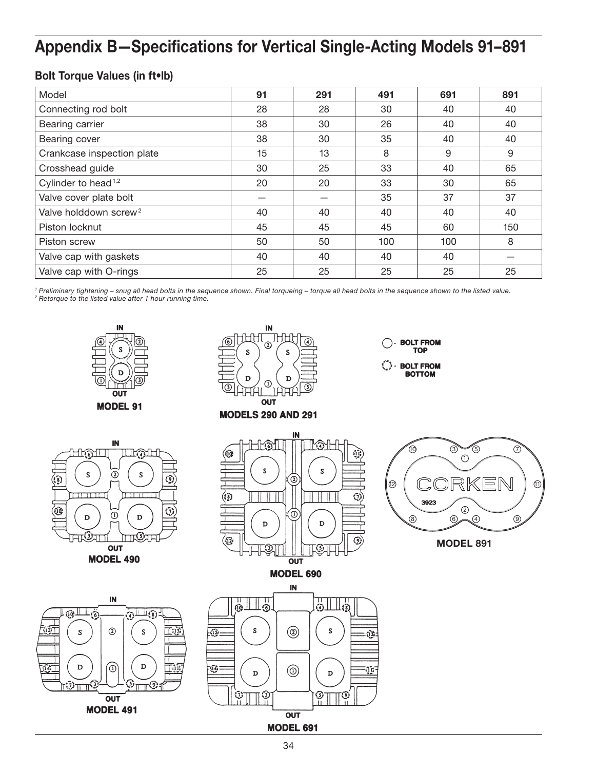# Appendix B—Specifications for Vertical Single-Acting Models 91–891

## Bolt Torque Values (in ft•lb)

| Model | 91 | 291 | 491 | 691 | 891 |
|---|---|---|---|---|---|
| Connecting rod bolt | 28 | 28 | 30 | 40 | 40 |
| Bearing carrier | 38 | 30 | 26 | 40 | 40 |
| Bearing cover | 38 | 30 | 35 | 40 | 40 |
| Crankcase inspection plate | 15 | 13 | 8 | 9 | 9 |
| Crosshead guide | 30 | 25 | 33 | 40 | 65 |
| Cylinder to head[1,2] | 20 | 20 | 33 | 30 | 65 |
| Valve cover plate bolt | — | — | 35 | 37 | 37 |
| Valve holddown screw[2] | 40 | 40 | 40 | 40 | 40 |
| Piston locknut | 45 | 45 | 45 | 60 | 150 |
| Piston screw | 50 | 50 | 100 | 100 | 8 |
| Valve cap with gaskets | 40 | 40 | 40 | 40 | — |
| Valve cap with O-rings | 25 | 25 | 25 | 25 | 25 |

*[1] Preliminary tightening – snug all head bolts in the sequence shown. Final torqueing – torque all head bolts in the sequence shown to the listed value.*
*[2] Retorque to the listed value after 1 hour running time.*

○ - BOLT FROM TOP

◌ - BOLT FROM BOTTOM

MODEL 91

MODELS 290 AND 291

MODEL 490

MODEL 690

MODEL 891

MODEL 491

MODEL 691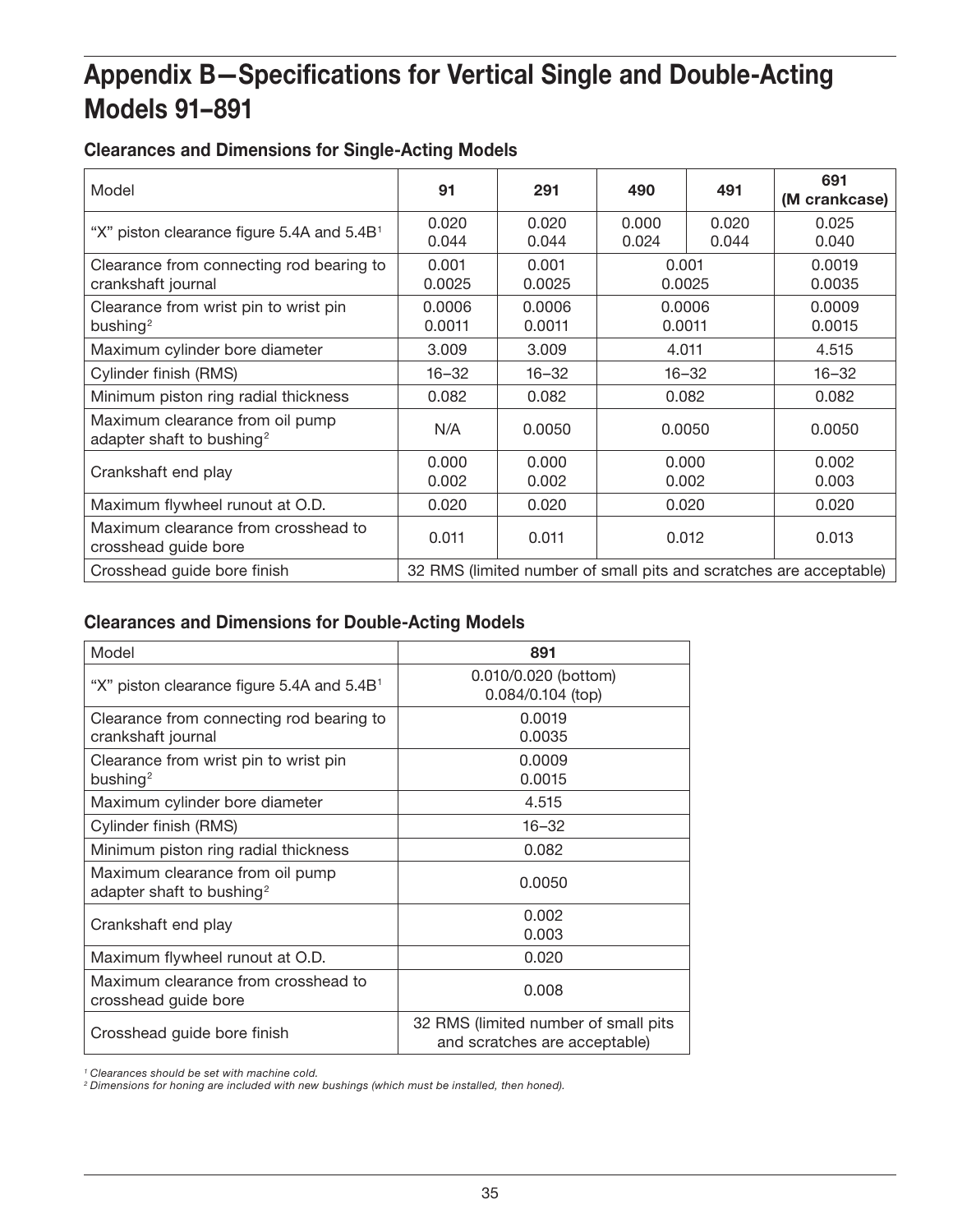# Appendix B—Specifications for Vertical Single and Double-Acting Models 91–891

### Clearances and Dimensions for Single-Acting Models

| Model | 91 | 291 | 490 | 491 | 691 (M crankcase) |
|---|---|---|---|---|---|
| "X" piston clearance figure 5.4A and 5.4B[1] | 0.020 0.044 | 0.020 0.044 | 0.000 0.024 | 0.020 0.044 | 0.025 0.040 |
| Clearance from connecting rod bearing to crankshaft journal | 0.001 0.0025 | 0.001 0.0025 | 0.001 0.0025 | | 0.0019 0.0035 |
| Clearance from wrist pin to wrist pin bushing[2] | 0.0006 0.0011 | 0.0006 0.0011 | 0.0006 0.0011 | | 0.0009 0.0015 |
| Maximum cylinder bore diameter | 3.009 | 3.009 | 4.011 | | 4.515 |
| Cylinder finish (RMS) | 16–32 | 16–32 | 16–32 | | 16–32 |
| Minimum piston ring radial thickness | 0.082 | 0.082 | 0.082 | | 0.082 |
| Maximum clearance from oil pump adapter shaft to bushing[2] | N/A | 0.0050 | 0.0050 | | 0.0050 |
| Crankshaft end play | 0.000 0.002 | 0.000 0.002 | 0.000 0.002 | | 0.002 0.003 |
| Maximum flywheel runout at O.D. | 0.020 | 0.020 | 0.020 | | 0.020 |
| Maximum clearance from crosshead to crosshead guide bore | 0.011 | 0.011 | 0.012 | | 0.013 |
| Crosshead guide bore finish | 32 RMS (limited number of small pits and scratches are acceptable) | | | | |

### Clearances and Dimensions for Double-Acting Models

| Model | 891 |
|---|---|
| "X" piston clearance figure 5.4A and 5.4B[1] | 0.010/0.020 (bottom) 0.084/0.104 (top) |
| Clearance from connecting rod bearing to crankshaft journal | 0.0019 0.0035 |
| Clearance from wrist pin to wrist pin bushing[2] | 0.0009 0.0015 |
| Maximum cylinder bore diameter | 4.515 |
| Cylinder finish (RMS) | 16–32 |
| Minimum piston ring radial thickness | 0.082 |
| Maximum clearance from oil pump adapter shaft to bushing[2] | 0.0050 |
| Crankshaft end play | 0.002 0.003 |
| Maximum flywheel runout at O.D. | 0.020 |
| Maximum clearance from crosshead to crosshead guide bore | 0.008 |
| Crosshead guide bore finish | 32 RMS (limited number of small pits and scratches are acceptable) |

*[1] Clearances should be set with machine cold.*
*[2] Dimensions for honing are included with new bushings (which must be installed, then honed).*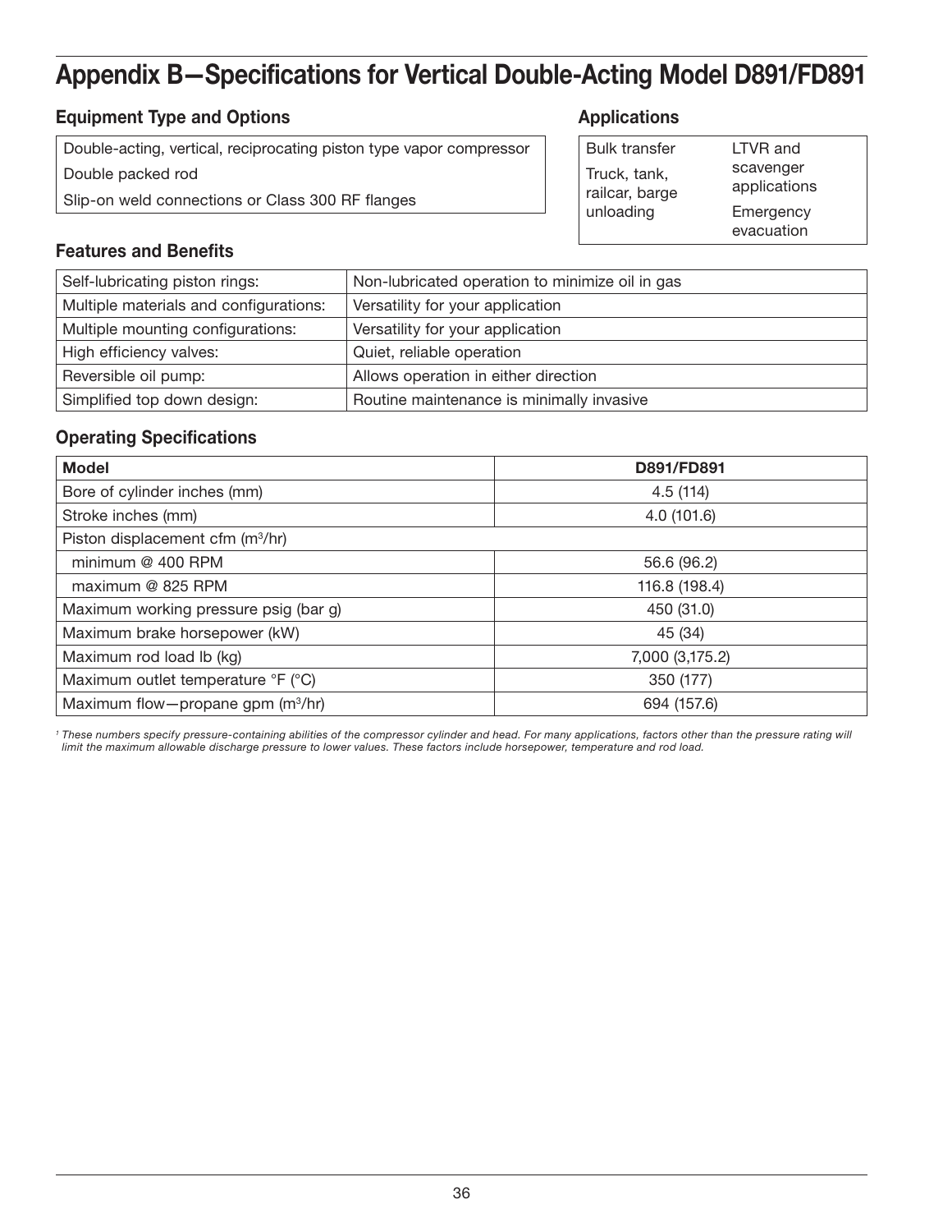# Appendix B—Specifications for Vertical Double-Acting Model D891/FD891

### Equipment Type and Options

| Double-acting, vertical, reciprocating piston type vapor compressor |
| --- |
| Double packed rod |
| Slip-on weld connections or Class 300 RF flanges |

### Applications

| | |
| --- | --- |
| Bulk transfer | LTVR and scavenger applications |
| Truck, tank, railcar, barge unloading | Emergency evacuation |

### Features and Benefits

| | |
| --- | --- |
| Self-lubricating piston rings: | Non-lubricated operation to minimize oil in gas |
| Multiple materials and configurations: | Versatility for your application |
| Multiple mounting configurations: | Versatility for your application |
| High efficiency valves: | Quiet, reliable operation |
| Reversible oil pump: | Allows operation in either direction |
| Simplified top down design: | Routine maintenance is minimally invasive |

### Operating Specifications

| **Model** | **D891/FD891** |
| --- | --- |
| Bore of cylinder inches (mm) | 4.5 (114) |
| Stroke inches (mm) | 4.0 (101.6) |
| Piston displacement cfm ($m^3$/hr) | |
| minimum @ 400 RPM | 56.6 (96.2) |
| maximum @ 825 RPM | 116.8 (198.4) |
| Maximum working pressure psig (bar g) | 450 (31.0) |
| Maximum brake horsepower (kW) | 45 (34) |
| Maximum rod load lb (kg) | 7,000 (3,175.2) |
| Maximum outlet temperature °F (°C) | 350 (177) |
| Maximum flow—propane gpm ($m^3$/hr) | 694 (157.6) |

*[1] These numbers specify pressure-containing abilities of the compressor cylinder and head. For many applications, factors other than the pressure rating will limit the maximum allowable discharge pressure to lower values. These factors include horsepower, temperature and rod load.*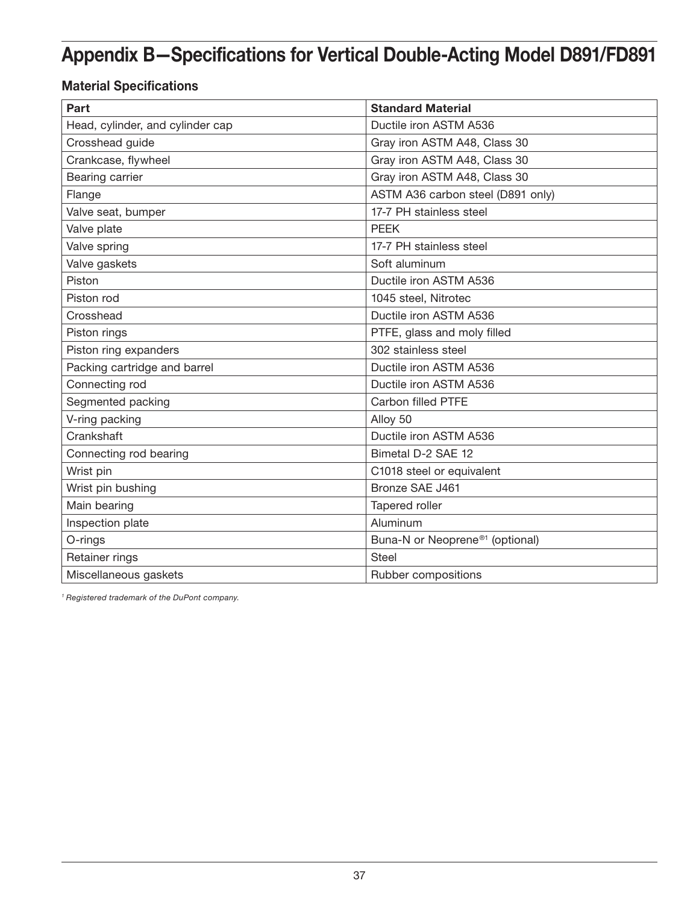# Appendix B—Specifications for Vertical Double-Acting Model D891/FD891

## Material Specifications

| Part | Standard Material |
| --- | --- |
| Head, cylinder, and cylinder cap | Ductile iron ASTM A536 |
| Crosshead guide | Gray iron ASTM A48, Class 30 |
| Crankcase, flywheel | Gray iron ASTM A48, Class 30 |
| Bearing carrier | Gray iron ASTM A48, Class 30 |
| Flange | ASTM A36 carbon steel (D891 only) |
| Valve seat, bumper | 17-7 PH stainless steel |
| Valve plate | PEEK |
| Valve spring | 17-7 PH stainless steel |
| Valve gaskets | Soft aluminum |
| Piston | Ductile iron ASTM A536 |
| Piston rod | 1045 steel, Nitrotec |
| Crosshead | Ductile iron ASTM A536 |
| Piston rings | PTFE, glass and moly filled |
| Piston ring expanders | 302 stainless steel |
| Packing cartridge and barrel | Ductile iron ASTM A536 |
| Connecting rod | Ductile iron ASTM A536 |
| Segmented packing | Carbon filled PTFE |
| V-ring packing | Alloy 50 |
| Crankshaft | Ductile iron ASTM A536 |
| Connecting rod bearing | Bimetal D-2 SAE 12 |
| Wrist pin | C1018 steel or equivalent |
| Wrist pin bushing | Bronze SAE J461 |
| Main bearing | Tapered roller |
| Inspection plate | Aluminum |
| O-rings | Buna-N or Neoprene®[1] (optional) |
| Retainer rings | Steel |
| Miscellaneous gaskets | Rubber compositions |

*[1] Registered trademark of the DuPont company.*